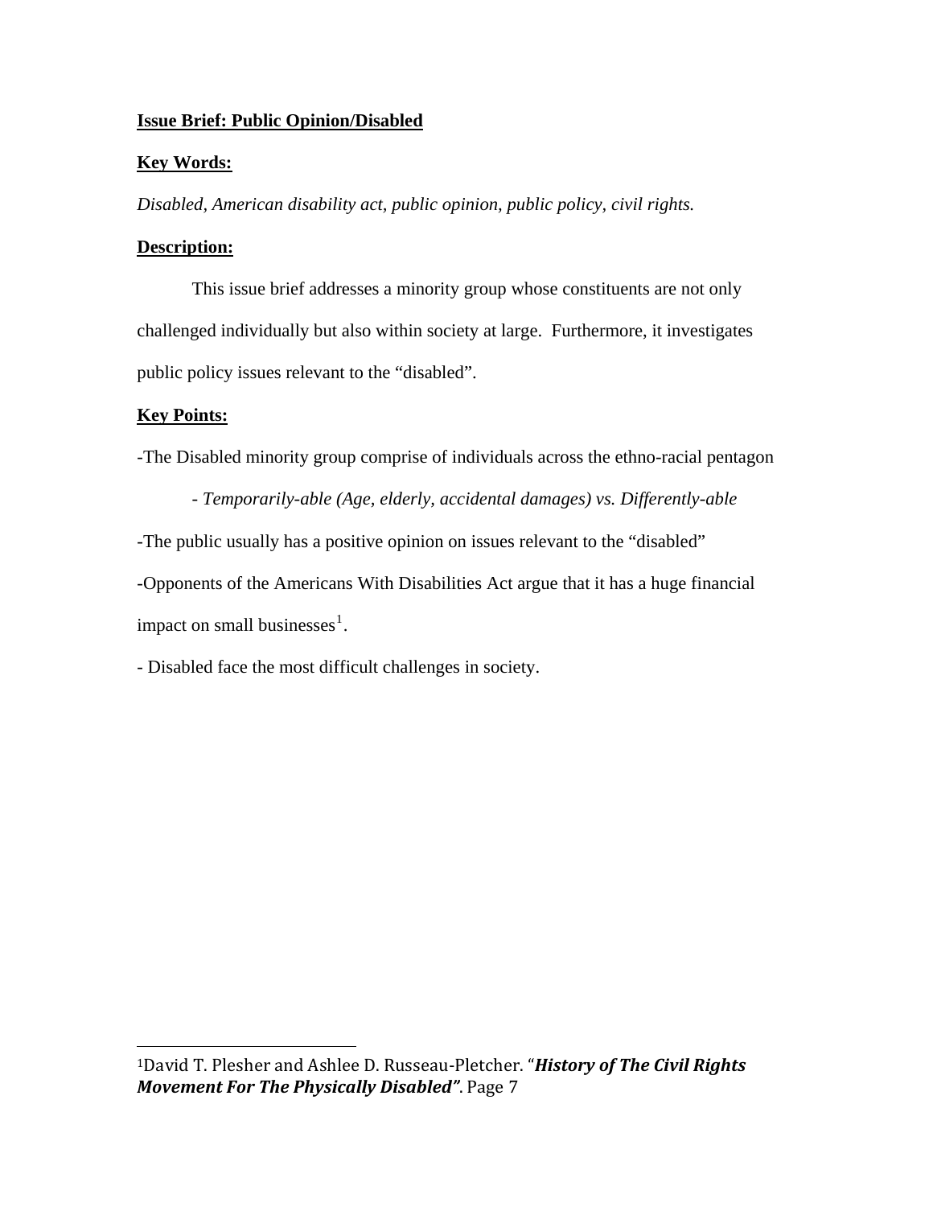**Issue Brief: Public Opinion/Disabled**

**Key Words:**

*Disabled, American disability act, public opinion, public policy, civil rights.*

**Description:**

This issue brief addresses a minority group whose constituents are not only challenged individually but also within society at large. Furthermore, it investigates public policy issues relevant to the "disabled".

**Key Points:**

-The Disabled minority group comprise of individuals across the ethno-racial pentagon

- *Temporarily-able (Age, elderly, accidental damages) vs. Differently-able*

-The public usually has a positive opinion on issues relevant to the "disabled"

-Opponents of the Americans With Disabilities Act argue that it has a huge financial impact on small businesses[1].

- Disabled face the most difficult challenges in society.

---

[1]David T. Plesher and Ashlee D. Russeau-Pletcher. "***History of The Civil Rights Movement For The Physically Disabled***". Page 7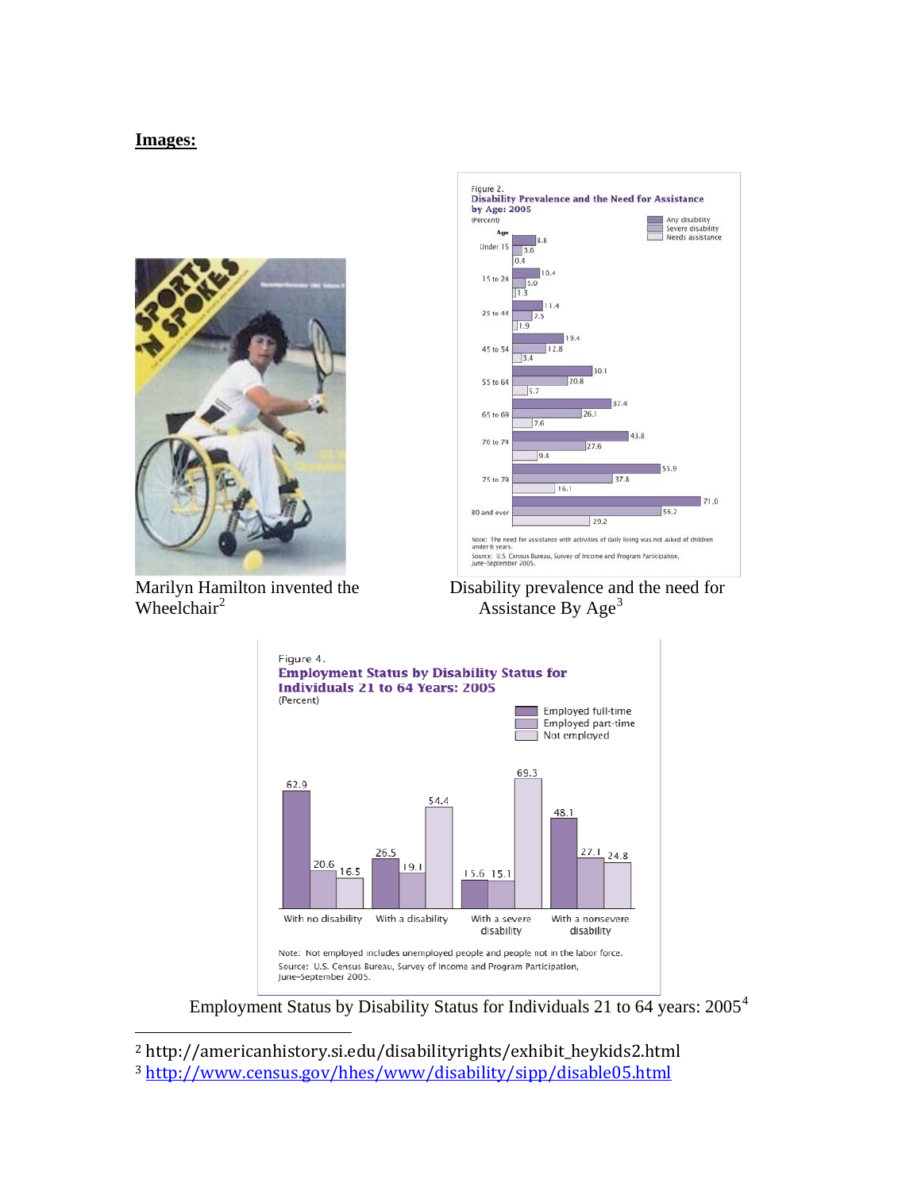**Images:**

Marilyn Hamilton invented the Wheelchair[2]

Disability prevalence and the need for Assistance By Age[3]

Employment Status by Disability Status for Individuals 21 to 64 years: 2005[4]

---

[2] http://americanhistory.si.edu/disabilityrights/exhibit_heykids2.html

[3] http://www.census.gov/hhes/www/disability/sipp/disable05.html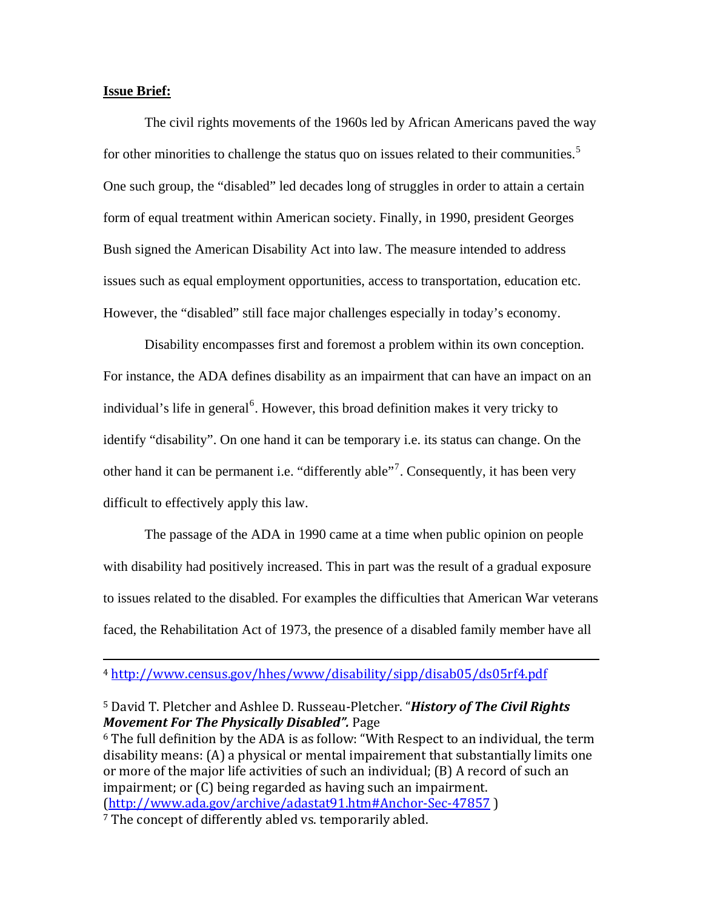**Issue Brief:**

The civil rights movements of the 1960s led by African Americans paved the way for other minorities to challenge the status quo on issues related to their communities.[5] One such group, the "disabled" led decades long of struggles in order to attain a certain form of equal treatment within American society. Finally, in 1990, president Georges Bush signed the American Disability Act into law. The measure intended to address issues such as equal employment opportunities, access to transportation, education etc. However, the "disabled" still face major challenges especially in today's economy.

Disability encompasses first and foremost a problem within its own conception. For instance, the ADA defines disability as an impairment that can have an impact on an individual's life in general[6]. However, this broad definition makes it very tricky to identify "disability". On one hand it can be temporary i.e. its status can change. On the other hand it can be permanent i.e. "differently able"[7]. Consequently, it has been very difficult to effectively apply this law.

The passage of the ADA in 1990 came at a time when public opinion on people with disability had positively increased. This in part was the result of a gradual exposure to issues related to the disabled. For examples the difficulties that American War veterans faced, the Rehabilitation Act of 1973, the presence of a disabled family member have all

---

[4] http://www.census.gov/hhes/www/disability/sipp/disab05/ds05rf4.pdf

[5] David T. Pletcher and Ashlee D. Russeau-Pletcher. "***History of The Civil Rights Movement For The Physically Disabled".*** Page

[6] The full definition by the ADA is as follow: "With Respect to an individual, the term disability means: (A) a physical or mental impairement that substantially limits one or more of the major life activities of such an individual; (B) A record of such an impairment; or (C) being regarded as having such an impairment. (http://www.ada.gov/archive/adastat91.htm#Anchor-Sec-47857 )

[7] The concept of differently abled vs. temporarily abled.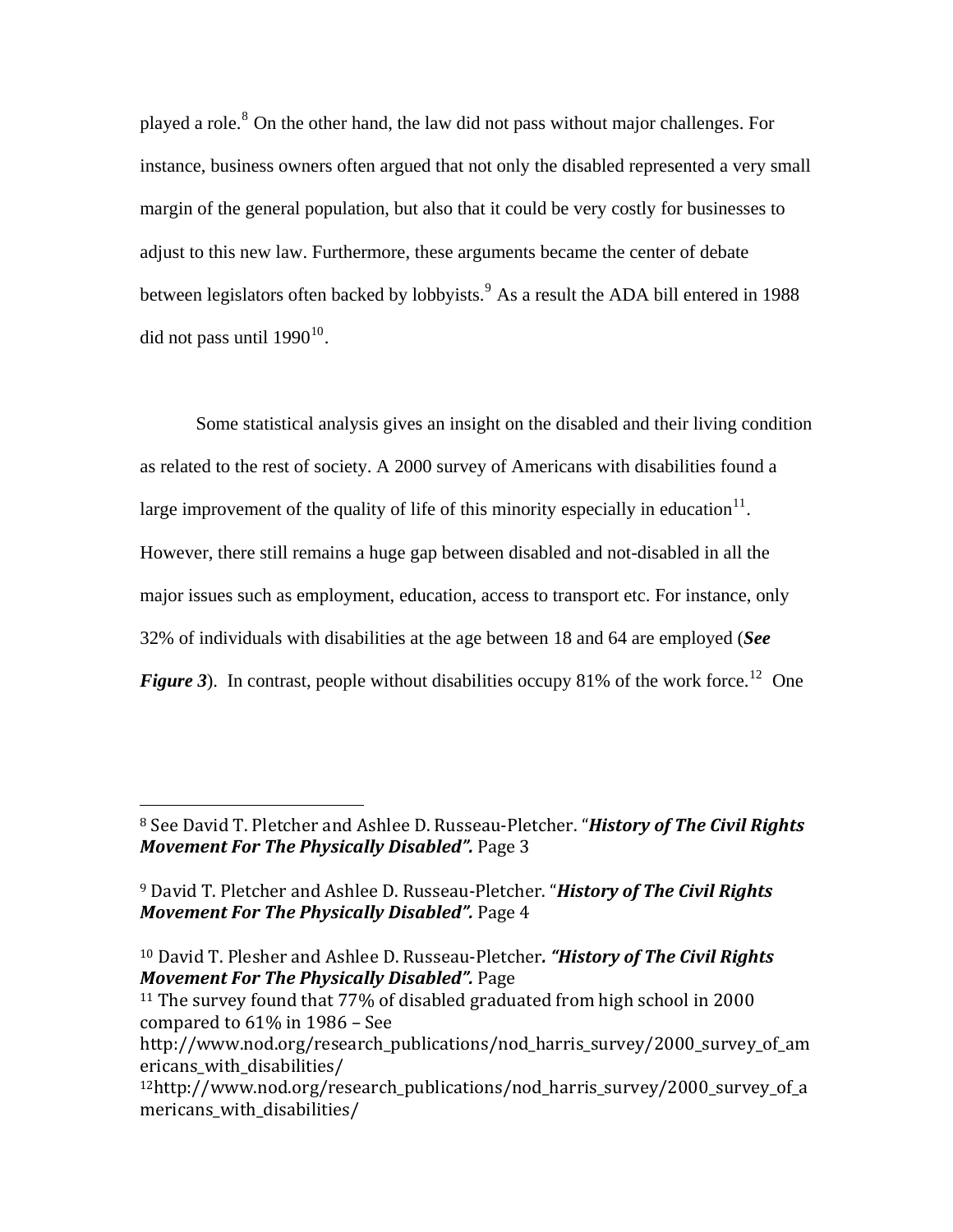played a role.[8] On the other hand, the law did not pass without major challenges. For instance, business owners often argued that not only the disabled represented a very small margin of the general population, but also that it could be very costly for businesses to adjust to this new law. Furthermore, these arguments became the center of debate between legislators often backed by lobbyists.[9] As a result the ADA bill entered in 1988 did not pass until 1990[10].

Some statistical analysis gives an insight on the disabled and their living condition as related to the rest of society. A 2000 survey of Americans with disabilities found a large improvement of the quality of life of this minority especially in education[11]. However, there still remains a huge gap between disabled and not-disabled in all the major issues such as employment, education, access to transport etc. For instance, only 32% of individuals with disabilities at the age between 18 and 64 are employed (***See Figure 3***). In contrast, people without disabilities occupy 81% of the work force.[12] One

---

[8] See David T. Pletcher and Ashlee D. Russeau-Pletcher. "***History of The Civil Rights Movement For The Physically Disabled".*** Page 3

[9] David T. Pletcher and Ashlee D. Russeau-Pletcher. "***History of The Civil Rights Movement For The Physically Disabled".*** Page 4

[10] David T. Plesher and Ashlee D. Russeau-Pletcher***. "History of The Civil Rights Movement For The Physically Disabled".*** Page

[11] The survey found that 77% of disabled graduated from high school in 2000 compared to 61% in 1986 – See http://www.nod.org/research_publications/nod_harris_survey/2000_survey_of_americans_with_disabilities/

[12] http://www.nod.org/research_publications/nod_harris_survey/2000_survey_of_americans_with_disabilities/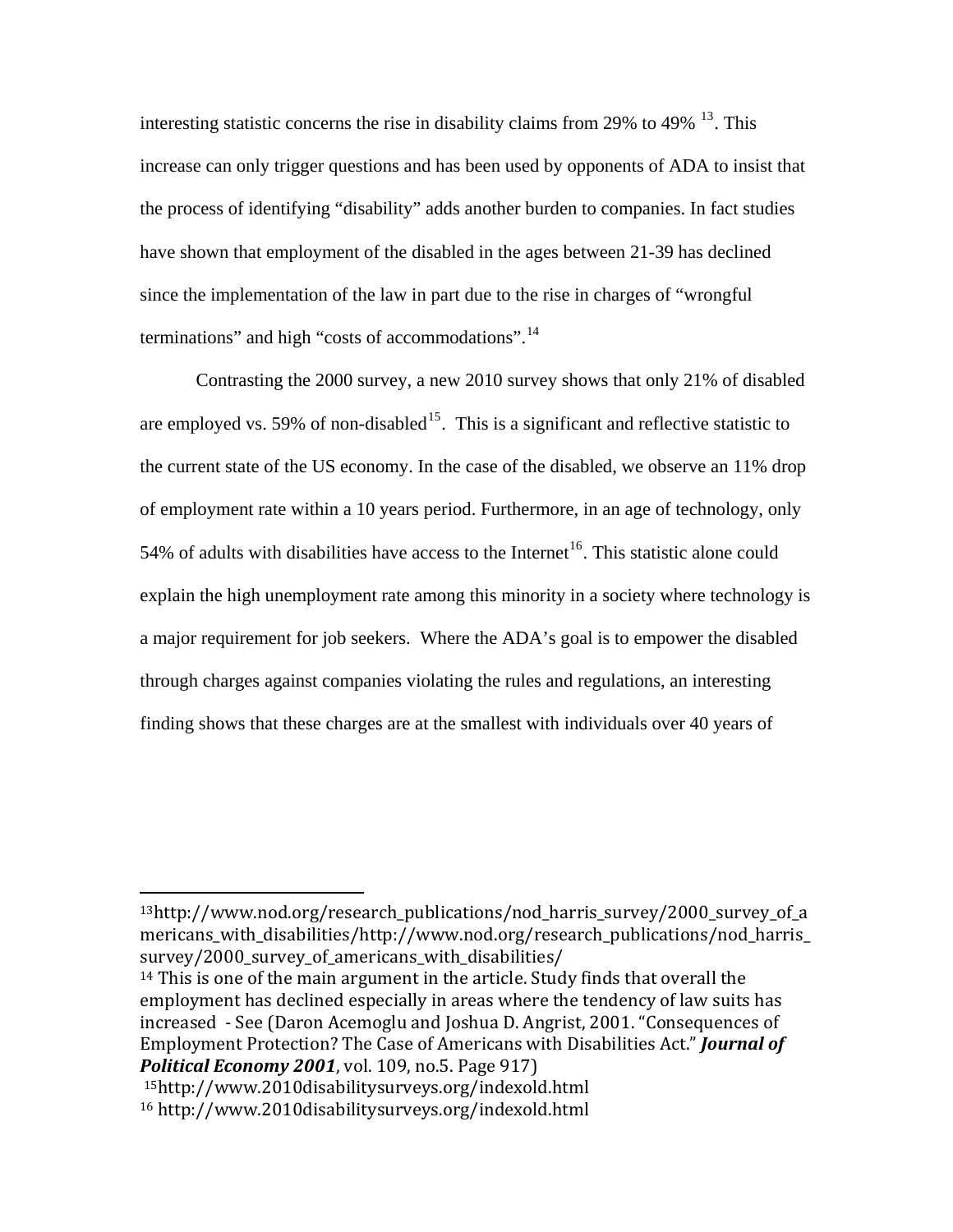interesting statistic concerns the rise in disability claims from 29% to 49% [13]. This increase can only trigger questions and has been used by opponents of ADA to insist that the process of identifying "disability" adds another burden to companies. In fact studies have shown that employment of the disabled in the ages between 21-39 has declined since the implementation of the law in part due to the rise in charges of "wrongful terminations" and high "costs of accommodations".[14]

Contrasting the 2000 survey, a new 2010 survey shows that only 21% of disabled are employed vs. 59% of non-disabled[15]. This is a significant and reflective statistic to the current state of the US economy. In the case of the disabled, we observe an 11% drop of employment rate within a 10 years period. Furthermore, in an age of technology, only 54% of adults with disabilities have access to the Internet[16]. This statistic alone could explain the high unemployment rate among this minority in a society where technology is a major requirement for job seekers. Where the ADA's goal is to empower the disabled through charges against companies violating the rules and regulations, an interesting finding shows that these charges are at the smallest with individuals over 40 years of

---

[13] http://www.nod.org/research_publications/nod_harris_survey/2000_survey_of_americans_with_disabilities/http://www.nod.org/research_publications/nod_harris_survey/2000_survey_of_americans_with_disabilities/

[14] This is one of the main argument in the article. Study finds that overall the employment has declined especially in areas where the tendency of law suits has increased - See (Daron Acemoglu and Joshua D. Angrist, 2001. "Consequences of Employment Protection? The Case of Americans with Disabilities Act." ***Journal of Political Economy 2001***, vol. 109, no.5. Page 917)

[15] http://www.2010disabilitysurveys.org/indexold.html

[16] http://www.2010disabilitysurveys.org/indexold.html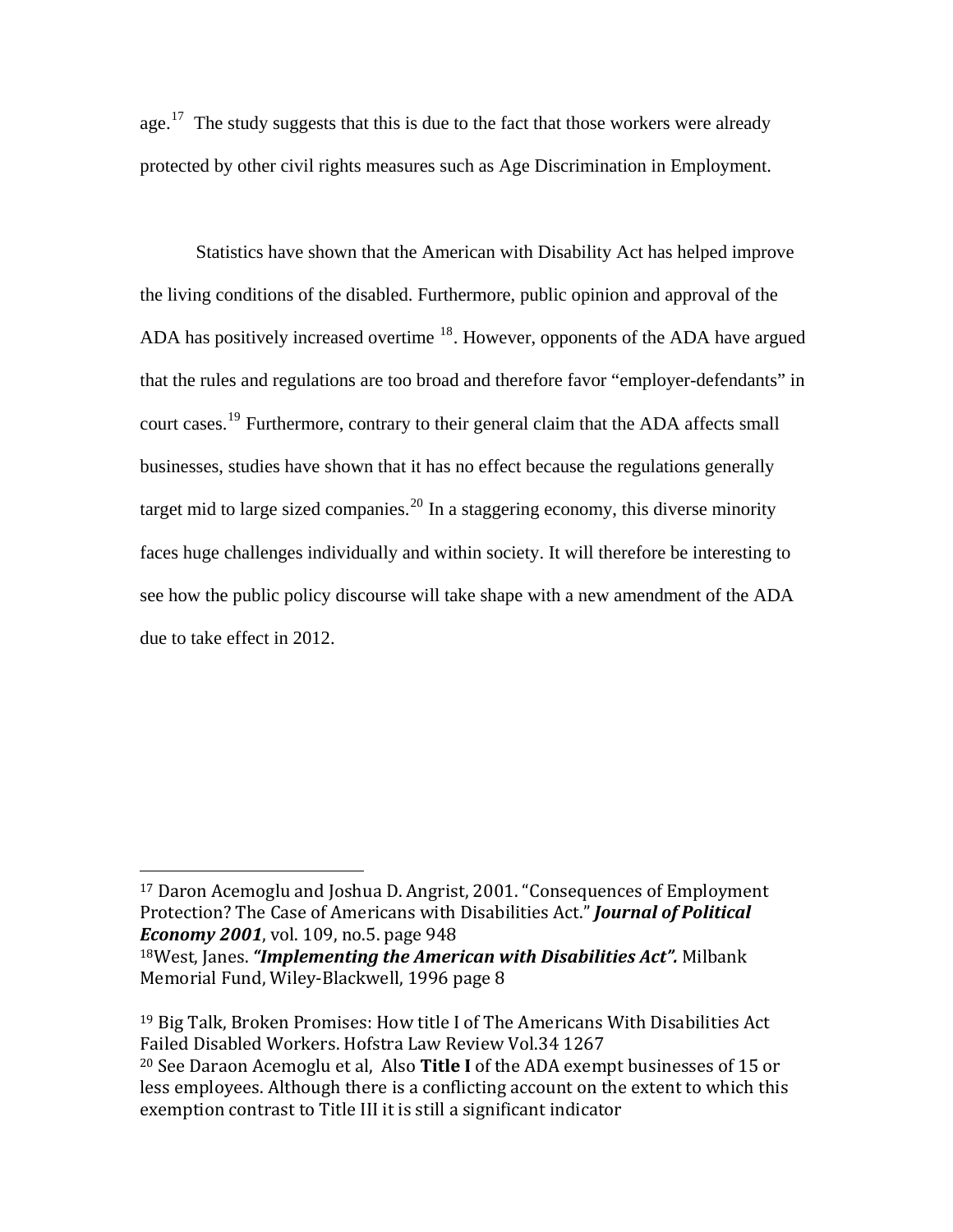age.[17] The study suggests that this is due to the fact that those workers were already protected by other civil rights measures such as Age Discrimination in Employment.

Statistics have shown that the American with Disability Act has helped improve the living conditions of the disabled. Furthermore, public opinion and approval of the ADA has positively increased overtime [18]. However, opponents of the ADA have argued that the rules and regulations are too broad and therefore favor "employer-defendants" in court cases.[19] Furthermore, contrary to their general claim that the ADA affects small businesses, studies have shown that it has no effect because the regulations generally target mid to large sized companies.[20] In a staggering economy, this diverse minority faces huge challenges individually and within society. It will therefore be interesting to see how the public policy discourse will take shape with a new amendment of the ADA due to take effect in 2012.

---

[17] Daron Acemoglu and Joshua D. Angrist, 2001. "Consequences of Employment Protection? The Case of Americans with Disabilities Act." ***Journal of Political Economy 2001***, vol. 109, no.5. page 948

[18] West, Janes. ***"Implementing the American with Disabilities Act".*** Milbank Memorial Fund, Wiley-Blackwell, 1996 page 8

[19] Big Talk, Broken Promises: How title I of The Americans With Disabilities Act Failed Disabled Workers. Hofstra Law Review Vol.34 1267

[20] See Daraon Acemoglu et al, Also **Title I** of the ADA exempt businesses of 15 or less employees. Although there is a conflicting account on the extent to which this exemption contrast to Title III it is still a significant indicator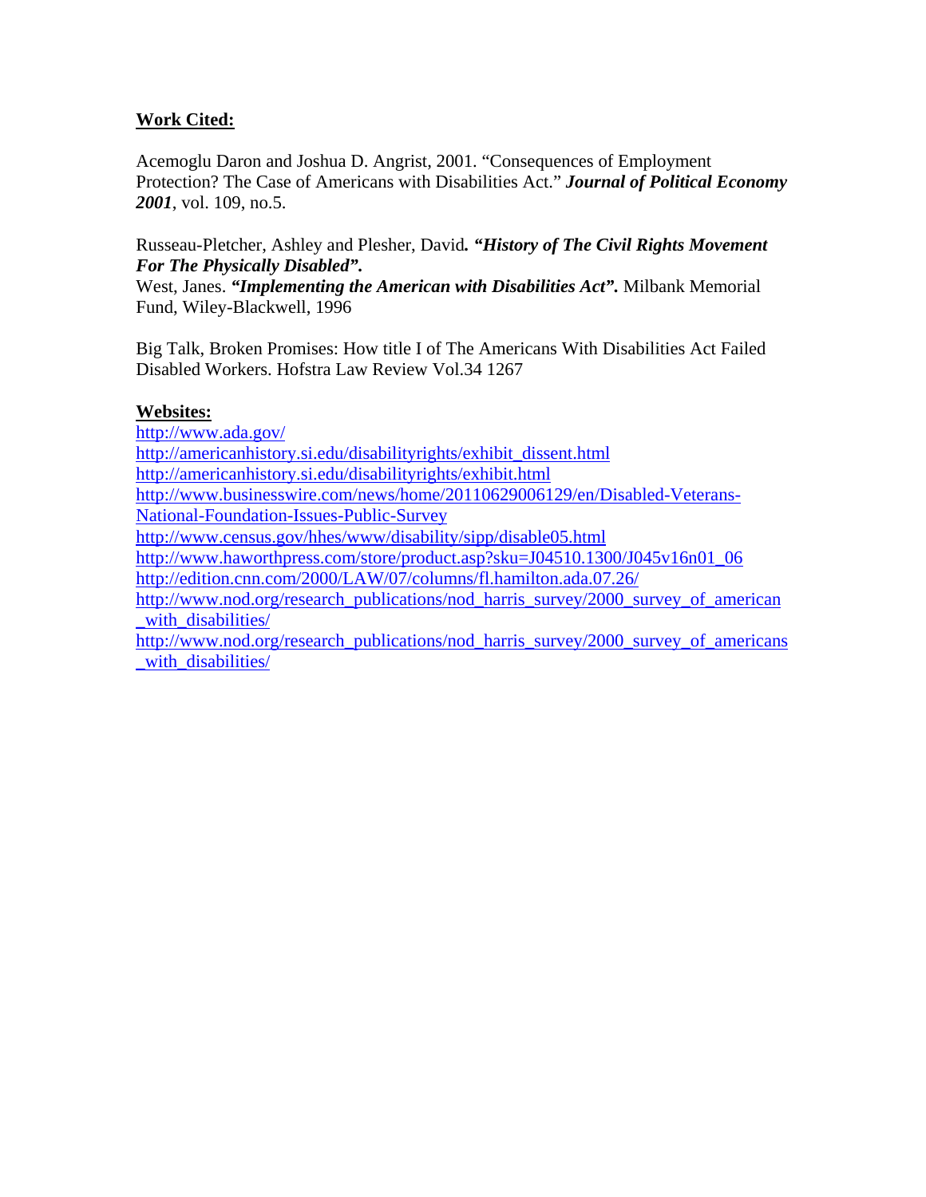**Work Cited:**

Acemoglu Daron and Joshua D. Angrist, 2001. "Consequences of Employment Protection? The Case of Americans with Disabilities Act." ***Journal of Political Economy 2001***, vol. 109, no.5.

Russeau-Pletcher, Ashley and Plesher, David***. "History of The Civil Rights Movement For The Physically Disabled".***
West, Janes. ***"Implementing the American with Disabilities Act".*** Milbank Memorial Fund, Wiley-Blackwell, 1996

Big Talk, Broken Promises: How title I of The Americans With Disabilities Act Failed Disabled Workers. Hofstra Law Review Vol.34 1267

**Websites:**

http://www.ada.gov/
http://americanhistory.si.edu/disabilityrights/exhibit_dissent.html
http://americanhistory.si.edu/disabilityrights/exhibit.html
http://www.businesswire.com/news/home/20110629006129/en/Disabled-Veterans-National-Foundation-Issues-Public-Survey
http://www.census.gov/hhes/www/disability/sipp/disable05.html
http://www.haworthpress.com/store/product.asp?sku=J04510.1300/J045v16n01_06
http://edition.cnn.com/2000/LAW/07/columns/fl.hamilton.ada.07.26/
http://www.nod.org/research_publications/nod_harris_survey/2000_survey_of_american_with_disabilities/
http://www.nod.org/research_publications/nod_harris_survey/2000_survey_of_americans_with_disabilities/